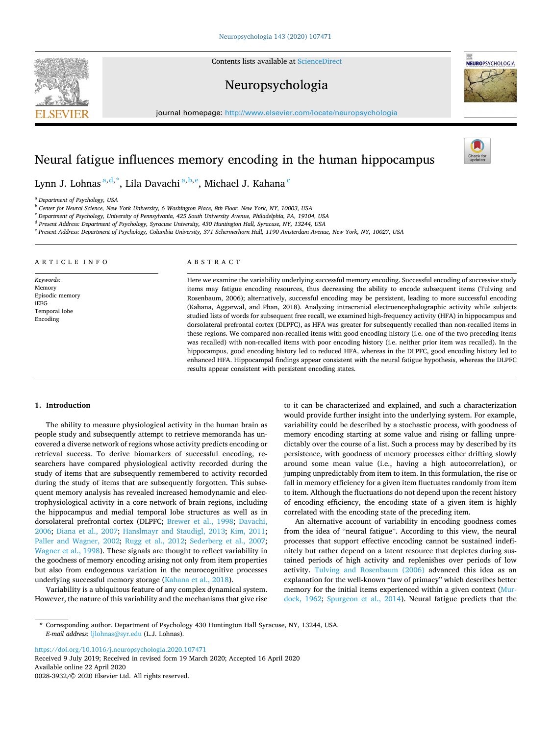# Neural fatigue influences memory encoding in the human hippocampus

Lynn J. Lohnas [a,d,*], Lila Davachi [a,b,e], Michael J. Kahana [c]

[a] Department of Psychology, USA
[b] Center for Neural Science, New York University, 6 Washington Place, 8th Floor, New York, NY, 10003, USA
[c] Department of Psychology, University of Pennsylvania, 425 South University Avenue, Philadelphia, PA, 19104, USA
[d] Present Address: Department of Psychology, Syracuse University, 430 Huntington Hall, Syracuse, NY, 13244, USA
[e] Present Address: Department of Psychology, Columbia University, 371 Schermerhorn Hall, 1190 Amsterdam Avenue, New York, NY, 10027, USA

**ARTICLE INFO**

*Keywords:*
Memory
Episodic memory
iEEG
Temporal lobe
Encoding

**ABSTRACT**

Here we examine the variability underlying successful memory encoding. Successful encoding of successive study items may fatigue encoding resources, thus decreasing the ability to encode subsequent items (Tulving and Rosenbaum, 2006); alternatively, successful encoding may be persistent, leading to more successful encoding (Kahana, Aggarwal, and Phan, 2018). Analyzing intracranial electroencephalographic activity while subjects studied lists of words for subsequent free recall, we examined high-frequency activity (HFA) in hippocampus and dorsolateral prefrontal cortex (DLPFC), as HFA was greater for subsequently recalled than non-recalled items in these regions. We compared non-recalled items with good encoding history (i.e. one of the two preceding items was recalled) with non-recalled items with poor encoding history (i.e. neither prior item was recalled). In the hippocampus, good encoding history led to reduced HFA, whereas in the DLPFC, good encoding history led to enhanced HFA. Hippocampal findings appear consistent with the neural fatigue hypothesis, whereas the DLPFC results appear consistent with persistent encoding states.

## 1. Introduction

The ability to measure physiological activity in the human brain as people study and subsequently attempt to retrieve memoranda has uncovered a diverse network of regions whose activity predicts encoding or retrieval success. To derive biomarkers of successful encoding, researchers have compared physiological activity recorded during the study of items that are subsequently remembered to activity recorded during the study of items that are subsequently forgotten. This subsequent memory analysis has revealed increased hemodynamic and electrophysiological activity in a core network of brain regions, including the hippocampus and medial temporal lobe structures as well as in dorsolateral prefrontal cortex (DLPFC; Brewer et al., 1998; Davachi, 2006; Diana et al., 2007; Hanslmayr and Staudigl, 2013; Kim, 2011; Paller and Wagner, 2002; Rugg et al., 2012; Sederberg et al., 2007; Wagner et al., 1998). These signals are thought to reflect variability in the goodness of memory encoding arising not only from item properties but also from endogenous variation in the neurocognitive processes underlying successful memory storage (Kahana et al., 2018).

Variability is a ubiquitous feature of any complex dynamical system. However, the nature of this variability and the mechanisms that give rise to it can be characterized and explained, and such a characterization would provide further insight into the underlying system. For example, variability could be described by a stochastic process, with goodness of memory encoding starting at some value and rising or falling unpredictably over the course of a list. Such a process may by described by its persistence, with goodness of memory processes either drifting slowly around some mean value (i.e., having a high autocorrelation), or jumping unpredictably from item to item. In this formulation, the rise or fall in memory efficiency for a given item fluctuates randomly from item to item. Although the fluctuations do not depend upon the recent history of encoding efficiency, the encoding state of a given item is highly correlated with the encoding state of the preceding item.

An alternative account of variability in encoding goodness comes from the idea of "neural fatigue". According to this view, the neural processes that support effective encoding cannot be sustained indefinitely but rather depend on a latent resource that depletes during sustained periods of high activity and replenishes over periods of low activity. Tulving and Rosenbaum (2006) advanced this idea as an explanation for the well-known "law of primacy" which describes better memory for the initial items experienced within a given context (Murdock, 1962; Spurgeon et al., 2014). Neural fatigue predicts that the

* Corresponding author. Department of Psychology 430 Huntington Hall Syracuse, NY, 13244, USA.
*E-mail address:* ljlohnas@syr.edu (L.J. Lohnas).

https://doi.org/10.1016/j.neuropsychologia.2020.107471
Received 9 July 2019; Received in revised form 19 March 2020; Accepted 16 April 2020
Available online 22 April 2020
0028-3932/© 2020 Elsevier Ltd. All rights reserved.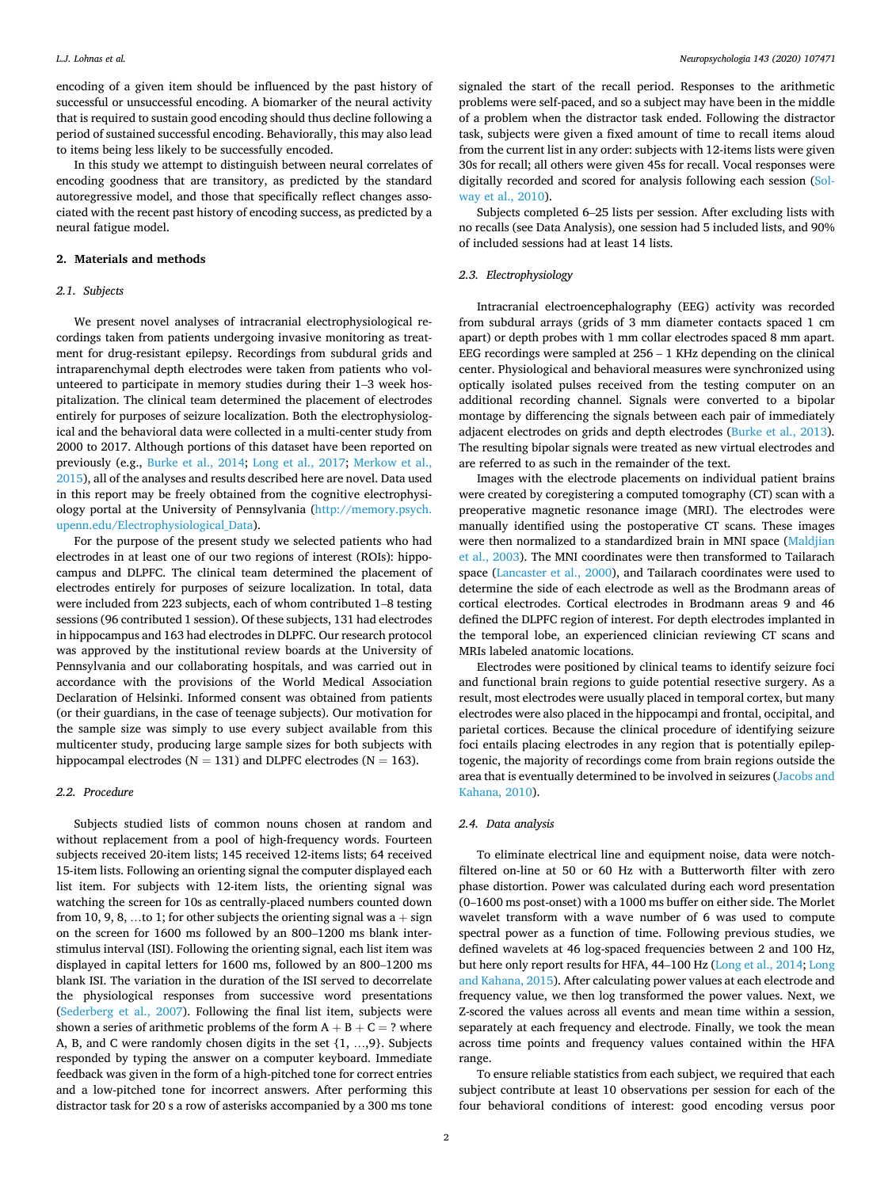encoding of a given item should be influenced by the past history of successful or unsuccessful encoding. A biomarker of the neural activity that is required to sustain good encoding should thus decline following a period of sustained successful encoding. Behaviorally, this may also lead to items being less likely to be successfully encoded.

In this study we attempt to distinguish between neural correlates of encoding goodness that are transitory, as predicted by the standard autoregressive model, and those that specifically reflect changes associated with the recent past history of encoding success, as predicted by a neural fatigue model.

## 2. Materials and methods

### 2.1. Subjects

We present novel analyses of intracranial electrophysiological recordings taken from patients undergoing invasive monitoring as treatment for drug-resistant epilepsy. Recordings from subdural grids and intraparenchymal depth electrodes were taken from patients who volunteered to participate in memory studies during their 1–3 week hospitalization. The clinical team determined the placement of electrodes entirely for purposes of seizure localization. Both the electrophysiological and the behavioral data were collected in a multi-center study from 2000 to 2017. Although portions of this dataset have been reported on previously (e.g., Burke et al., 2014; Long et al., 2017; Merkow et al., 2015), all of the analyses and results described here are novel. Data used in this report may be freely obtained from the cognitive electrophysiology portal at the University of Pennsylvania (http://memory.psych.upenn.edu/Electrophysiological_Data).

For the purpose of the present study we selected patients who had electrodes in at least one of our two regions of interest (ROIs): hippocampus and DLPFC. The clinical team determined the placement of electrodes entirely for purposes of seizure localization. In total, data were included from 223 subjects, each of whom contributed 1–8 testing sessions (96 contributed 1 session). Of these subjects, 131 had electrodes in hippocampus and 163 had electrodes in DLPFC. Our research protocol was approved by the institutional review boards at the University of Pennsylvania and our collaborating hospitals, and was carried out in accordance with the provisions of the World Medical Association Declaration of Helsinki. Informed consent was obtained from patients (or their guardians, in the case of teenage subjects). Our motivation for the sample size was simply to use every subject available from this multicenter study, producing large sample sizes for both subjects with hippocampal electrodes (N = 131) and DLPFC electrodes (N = 163).

### 2.2. Procedure

Subjects studied lists of common nouns chosen at random and without replacement from a pool of high-frequency words. Fourteen subjects received 20-item lists; 145 received 12-items lists; 64 received 15-item lists. Following an orienting signal the computer displayed each list item. For subjects with 12-item lists, the orienting signal was watching the screen for 10s as centrally-placed numbers counted down from 10, 9, 8, …to 1; for other subjects the orienting signal was a + sign on the screen for 1600 ms followed by an 800–1200 ms blank inter-stimulus interval (ISI). Following the orienting signal, each list item was displayed in capital letters for 1600 ms, followed by an 800–1200 ms blank ISI. The variation in the duration of the ISI served to decorrelate the physiological responses from successive word presentations (Sederberg et al., 2007). Following the final list item, subjects were shown a series of arithmetic problems of the form A + B + C = ? where A, B, and C were randomly chosen digits in the set {1, …,9}. Subjects responded by typing the answer on a computer keyboard. Immediate feedback was given in the form of a high-pitched tone for correct entries and a low-pitched tone for incorrect answers. After performing this distractor task for 20 s a row of asterisks accompanied by a 300 ms tone signaled the start of the recall period. Responses to the arithmetic problems were self-paced, and so a subject may have been in the middle of a problem when the distractor task ended. Following the distractor task, subjects were given a fixed amount of time to recall items aloud from the current list in any order: subjects with 12-items lists were given 30s for recall; all others were given 45s for recall. Vocal responses were digitally recorded and scored for analysis following each session (Solway et al., 2010).

Subjects completed 6–25 lists per session. After excluding lists with no recalls (see Data Analysis), one session had 5 included lists, and 90% of included sessions had at least 14 lists.

### 2.3. Electrophysiology

Intracranial electroencephalography (EEG) activity was recorded from subdural arrays (grids of 3 mm diameter contacts spaced 1 cm apart) or depth probes with 1 mm collar electrodes spaced 8 mm apart. EEG recordings were sampled at 256 – 1 KHz depending on the clinical center. Physiological and behavioral measures were synchronized using optically isolated pulses received from the testing computer on an additional recording channel. Signals were converted to a bipolar montage by differencing the signals between each pair of immediately adjacent electrodes on grids and depth electrodes (Burke et al., 2013). The resulting bipolar signals were treated as new virtual electrodes and are referred to as such in the remainder of the text.

Images with the electrode placements on individual patient brains were created by coregistering a computed tomography (CT) scan with a preoperative magnetic resonance image (MRI). The electrodes were manually identified using the postoperative CT scans. These images were then normalized to a standardized brain in MNI space (Maldjian et al., 2003). The MNI coordinates were then transformed to Tailarach space (Lancaster et al., 2000), and Tailarach coordinates were used to determine the side of each electrode as well as the Brodmann areas of cortical electrodes. Cortical electrodes in Brodmann areas 9 and 46 defined the DLPFC region of interest. For depth electrodes implanted in the temporal lobe, an experienced clinician reviewing CT scans and MRIs labeled anatomic locations.

Electrodes were positioned by clinical teams to identify seizure foci and functional brain regions to guide potential resective surgery. As a result, most electrodes were usually placed in temporal cortex, but many electrodes were also placed in the hippocampi and frontal, occipital, and parietal cortices. Because the clinical procedure of identifying seizure foci entails placing electrodes in any region that is potentially epileptogenic, the majority of recordings come from brain regions outside the area that is eventually determined to be involved in seizures (Jacobs and Kahana, 2010).

### 2.4. Data analysis

To eliminate electrical line and equipment noise, data were notch-filtered on-line at 50 or 60 Hz with a Butterworth filter with zero phase distortion. Power was calculated during each word presentation (0–1600 ms post-onset) with a 1000 ms buffer on either side. The Morlet wavelet transform with a wave number of 6 was used to compute spectral power as a function of time. Following previous studies, we defined wavelets at 46 log-spaced frequencies between 2 and 100 Hz, but here only report results for HFA, 44–100 Hz (Long et al., 2014; Long and Kahana, 2015). After calculating power values at each electrode and frequency value, we then log transformed the power values. Next, we Z-scored the values across all events and mean time within a session, separately at each frequency and electrode. Finally, we took the mean across time points and frequency values contained within the HFA range.

To ensure reliable statistics from each subject, we required that each subject contribute at least 10 observations per session for each of the four behavioral conditions of interest: good encoding versus poor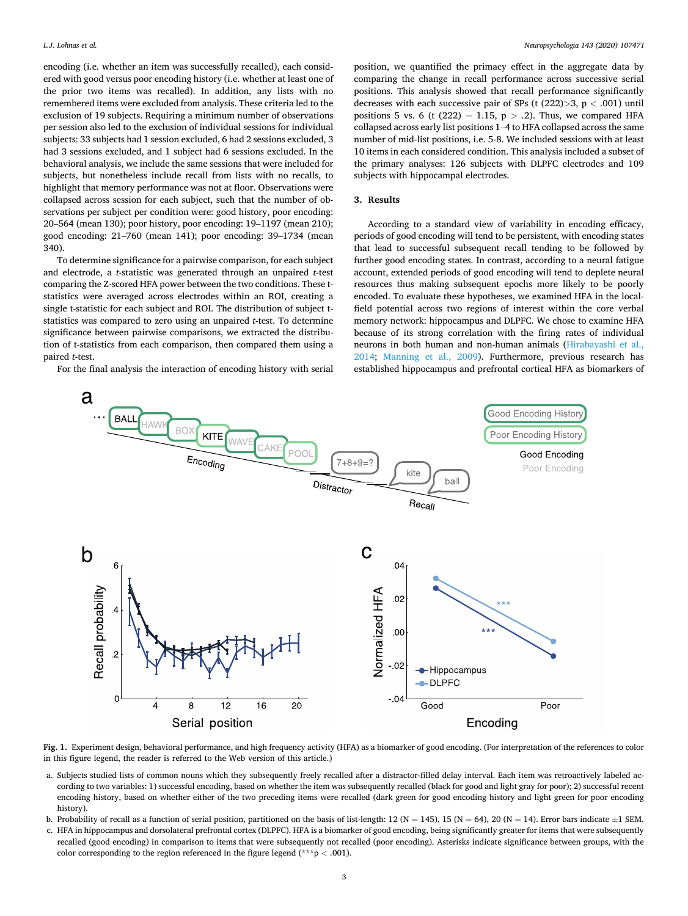encoding (i.e. whether an item was successfully recalled), each considered with good versus poor encoding history (i.e. whether at least one of the prior two items was recalled). In addition, any lists with no remembered items were excluded from analysis. These criteria led to the exclusion of 19 subjects. Requiring a minimum number of observations per session also led to the exclusion of individual sessions for individual subjects: 33 subjects had 1 session excluded, 6 had 2 sessions excluded, 3 had 3 sessions excluded, and 1 subject had 6 sessions excluded. In the behavioral analysis, we include the same sessions that were included for subjects, but nonetheless include recall from lists with no recalls, to highlight that memory performance was not at floor. Observations were collapsed across session for each subject, such that the number of observations per subject per condition were: good history, poor encoding: 20–564 (mean 130); poor history, poor encoding: 19–1197 (mean 210); good encoding: 21–760 (mean 141); poor encoding: 39–1734 (mean 340).

To determine significance for a pairwise comparison, for each subject and electrode, a *t*-statistic was generated through an unpaired *t*-test comparing the Z-scored HFA power between the two conditions. These t-statistics were averaged across electrodes within an ROI, creating a single t-statistic for each subject and ROI. The distribution of subject t-statistics was compared to zero using an unpaired *t*-test. To determine significance between pairwise comparisons, we extracted the distribution of t-statistics from each comparison, then compared them using a paired *t*-test.

For the final analysis the interaction of encoding history with serial position, we quantified the primacy effect in the aggregate data by comparing the change in recall performance across successive serial positions. This analysis showed that recall performance significantly decreases with each successive pair of SPs ($t(222) > 3$, $p < .001$) until positions 5 vs. 6 ($t(222) = 1.15$, $p > .2$). Thus, we compared HFA collapsed across early list positions 1–4 to HFA collapsed across the same number of mid-list positions, i.e. 5-8. We included sessions with at least 10 items in each considered condition. This analysis included a subset of the primary analyses: 126 subjects with DLPFC electrodes and 109 subjects with hippocampal electrodes.

## 3. Results

According to a standard view of variability in encoding efficacy, periods of good encoding will tend to be persistent, with encoding states that lead to successful subsequent recall tending to be followed by further good encoding states. In contrast, according to a neural fatigue account, extended periods of good encoding will tend to deplete neural resources thus making subsequent epochs more likely to be poorly encoded. To evaluate these hypotheses, we examined HFA in the local-field potential across two regions of interest within the core verbal memory network: hippocampus and DLPFC. We chose to examine HFA because of its strong correlation with the firing rates of individual neurons in both human and non-human animals (Hirabayashi et al., 2014; Manning et al., 2009). Furthermore, previous research has established hippocampus and prefrontal cortical HFA as biomarkers of

**Fig. 1.** Experiment design, behavioral performance, and high frequency activity (HFA) as a biomarker of good encoding. (For interpretation of the references to color in this figure legend, the reader is referred to the Web version of this article.)

a. Subjects studied lists of common nouns which they subsequently freely recalled after a distractor-filled delay interval. Each item was retroactively labeled according to two variables: 1) successful encoding, based on whether the item was subsequently recalled (black for good and light gray for poor); 2) successful recent encoding history, based on whether either of the two preceding items were recalled (dark green for good encoding history and light green for poor encoding history).

b. Probability of recall as a function of serial position, partitioned on the basis of list-length: 12 (N = 145), 15 (N = 64), 20 (N = 14). Error bars indicate ±1 SEM.

c. HFA in hippocampus and dorsolateral prefrontal cortex (DLPFC). HFA is a biomarker of good encoding, being significantly greater for items that were subsequently recalled (good encoding) in comparison to items that were subsequently not recalled (poor encoding). Asterisks indicate significance between groups, with the color corresponding to the region referenced in the figure legend (***p < .001).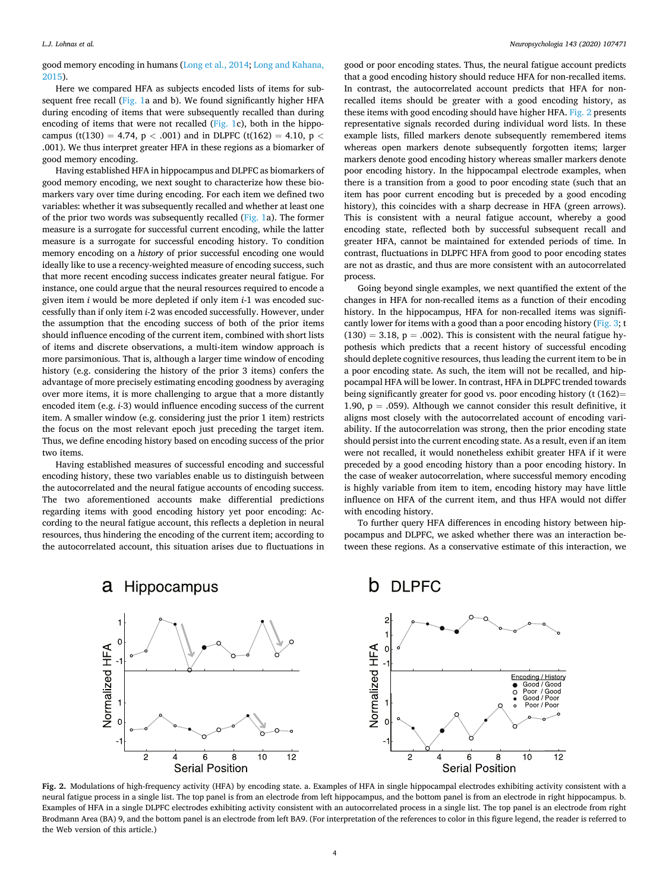good memory encoding in humans (Long et al., 2014; Long and Kahana, 2015).

Here we compared HFA as subjects encoded lists of items for subsequent free recall (Fig. 1a and b). We found significantly higher HFA during encoding of items that were subsequently recalled than during encoding of items that were not recalled (Fig. 1c), both in the hippocampus ($t(130) = 4.74$, $p < .001$) and in DLPFC ($t(162) = 4.10$, $p < .001$). We thus interpret greater HFA in these regions as a biomarker of good memory encoding.

Having established HFA in hippocampus and DLPFC as biomarkers of good memory encoding, we next sought to characterize how these biomarkers vary over time during encoding. For each item we defined two variables: whether it was subsequently recalled and whether at least one of the prior two words was subsequently recalled (Fig. 1a). The former measure is a surrogate for successful current encoding, while the latter measure is a surrogate for successful encoding history. To condition memory encoding on a *history* of prior successful encoding one would ideally like to use a recency-weighted measure of encoding success, such that more recent encoding success indicates greater neural fatigue. For instance, one could argue that the neural resources required to encode a given item *i* would be more depleted if only item *i*-1 was encoded successfully than if only item *i*-2 was encoded successfully. However, under the assumption that the encoding success of both of the prior items should influence encoding of the current item, combined with short lists of items and discrete observations, a multi-item window approach is more parsimonious. That is, although a larger time window of encoding history (e.g. considering the history of the prior 3 items) confers the advantage of more precisely estimating encoding goodness by averaging over more items, it is more challenging to argue that a more distantly encoded item (e.g. *i*-3) would influence encoding success of the current item. A smaller window (e.g. considering just the prior 1 item) restricts the focus on the most relevant epoch just preceding the target item. Thus, we define encoding history based on encoding success of the prior two items.

Having established measures of successful encoding and successful encoding history, these two variables enable us to distinguish between the autocorrelated and the neural fatigue accounts of encoding success. The two aforementioned accounts make differential predictions regarding items with good encoding history yet poor encoding: According to the neural fatigue account, this reflects a depletion in neural resources, thus hindering the encoding of the current item; according to the autocorrelated account, this situation arises due to fluctuations in good or poor encoding states. Thus, the neural fatigue account predicts that a good encoding history should reduce HFA for non-recalled items. In contrast, the autocorrelated account predicts that HFA for non-recalled items should be greater with a good encoding history, as these items with good encoding should have higher HFA. Fig. 2 presents representative signals recorded during individual word lists. In these example lists, filled markers denote subsequently remembered items whereas open markers denote subsequently forgotten items; larger markers denote good encoding history whereas smaller markers denote poor encoding history. In the hippocampal electrode examples, when there is a transition from a good to poor encoding state (such that an item has poor current encoding but is preceded by a good encoding history), this coincides with a sharp decrease in HFA (green arrows). This is consistent with a neural fatigue account, whereby a good encoding state, reflected both by successful subsequent recall and greater HFA, cannot be maintained for extended periods of time. In contrast, fluctuations in DLPFC HFA from good to poor encoding states are not as drastic, and thus are more consistent with an autocorrelated process.

Going beyond single examples, we next quantified the extent of the changes in HFA for non-recalled items as a function of their encoding history. In the hippocampus, HFA for non-recalled items was significantly lower for items with a good than a poor encoding history (Fig. 3; $t(130) = 3.18$, $p = .002$). This is consistent with the neural fatigue hypothesis which predicts that a recent history of successful encoding should deplete cognitive resources, thus leading the current item to be in a poor encoding state. As such, the item will not be recalled, and hippocampal HFA will be lower. In contrast, HFA in DLPFC trended towards being significantly greater for good vs. poor encoding history ($t(162) = 1.90$, $p = .059$). Although we cannot consider this result definitive, it aligns most closely with the autocorrelated account of encoding variability. If the autocorrelation was strong, then the prior encoding state should persist into the current encoding state. As a result, even if an item were not recalled, it would nonetheless exhibit greater HFA if it were preceded by a good encoding history than a poor encoding history. In the case of weaker autocorrelation, where successful memory encoding is highly variable from item to item, encoding history may have little influence on HFA of the current item, and thus HFA would not differ with encoding history.

To further query HFA differences in encoding history between hippocampus and DLPFC, we asked whether there was an interaction between these regions. As a conservative estimate of this interaction, we

**Fig. 2.** Modulations of high-frequency activity (HFA) by encoding state. a. Examples of HFA in single hippocampal electrodes exhibiting activity consistent with a neural fatigue process in a single list. The top panel is from an electrode from left hippocampus, and the bottom panel is from an electrode in right hippocampus. b. Examples of HFA in a single DLPFC electrodes exhibiting activity consistent with an autocorrelated process in a single list. The top panel is an electrode from right Brodmann Area (BA) 9, and the bottom panel is an electrode from left BA9. (For interpretation of the references to color in this figure legend, the reader is referred to the Web version of this article.)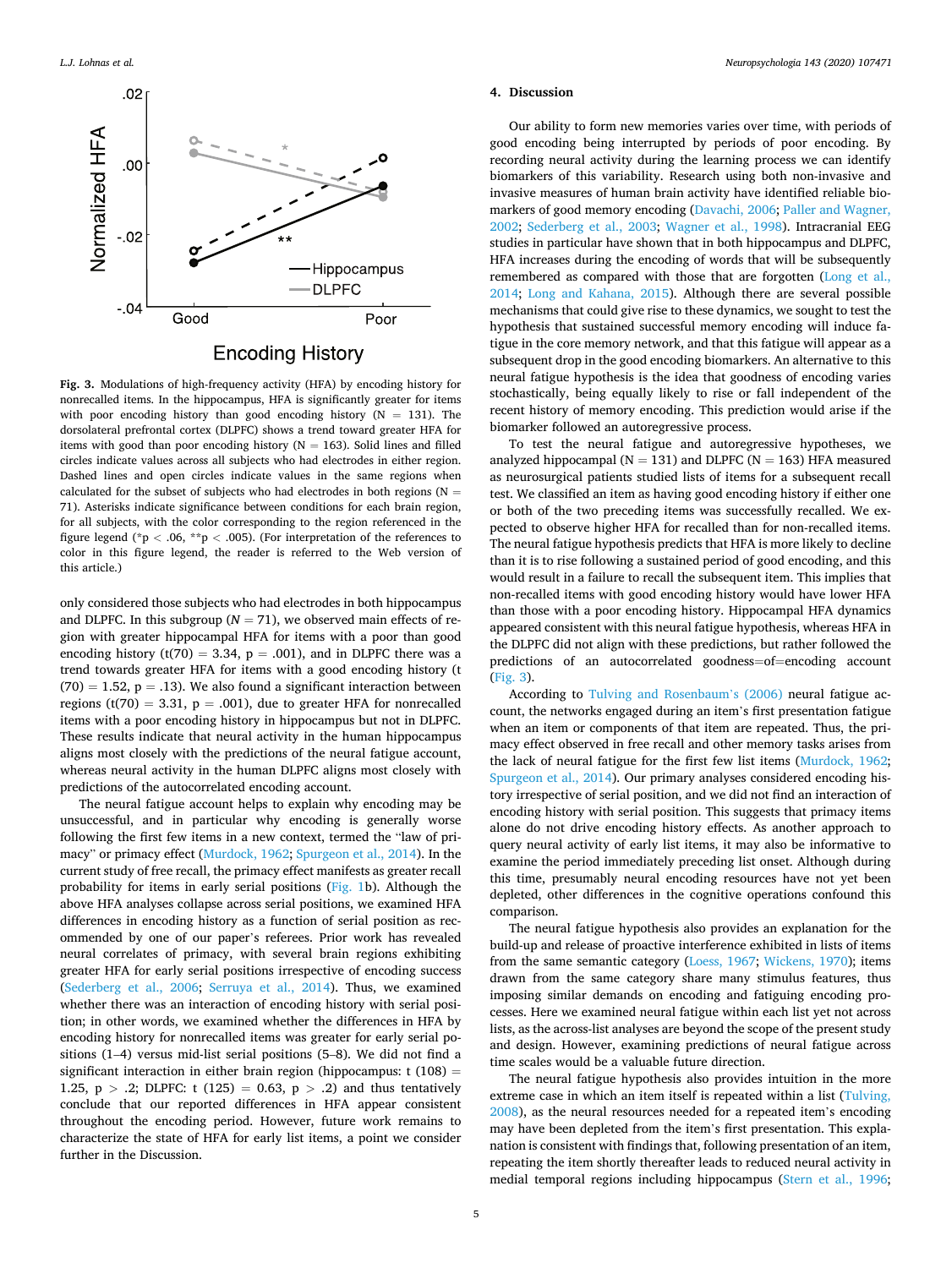**Fig. 3.** Modulations of high-frequency activity (HFA) by encoding history for nonrecalled items. In the hippocampus, HFA is significantly greater for items with poor encoding history than good encoding history (N = 131). The dorsolateral prefrontal cortex (DLPFC) shows a trend toward greater HFA for items with good than poor encoding history (N = 163). Solid lines and filled circles indicate values across all subjects who had electrodes in either region. Dashed lines and open circles indicate values in the same regions when calculated for the subset of subjects who had electrodes in both regions (N = 71). Asterisks indicate significance between conditions for each brain region, for all subjects, with the color corresponding to the region referenced in the figure legend (*p < .06, **p < .005). (For interpretation of the references to color in this figure legend, the reader is referred to the Web version of this article.)

only considered those subjects who had electrodes in both hippocampus and DLPFC. In this subgroup (*N* = 71), we observed main effects of region with greater hippocampal HFA for items with a poor than good encoding history ($t(70) = 3.34$, $p = .001$), and in DLPFC there was a trend towards greater HFA for items with a good encoding history ($t(70) = 1.52$, $p = .13$). We also found a significant interaction between regions ($t(70) = 3.31$, $p = .001$), due to greater HFA for nonrecalled items with a poor encoding history in hippocampus but not in DLPFC. These results indicate that neural activity in the human hippocampus aligns most closely with the predictions of the neural fatigue account, whereas neural activity in the human DLPFC aligns most closely with predictions of the autocorrelated encoding account.

The neural fatigue account helps to explain why encoding may be unsuccessful, and in particular why encoding is generally worse following the first few items in a new context, termed the "law of primacy" or primacy effect (Murdock, 1962; Spurgeon et al., 2014). In the current study of free recall, the primacy effect manifests as greater recall probability for items in early serial positions (Fig. 1b). Although the above HFA analyses collapse across serial positions, we examined HFA differences in encoding history as a function of serial position as recommended by one of our paper's referees. Prior work has revealed neural correlates of primacy, with several brain regions exhibiting greater HFA for early serial positions irrespective of encoding success (Sederberg et al., 2006; Serruya et al., 2014). Thus, we examined whether there was an interaction of encoding history with serial position; in other words, we examined whether the differences in HFA by encoding history for nonrecalled items was greater for early serial positions (1–4) versus mid-list serial positions (5–8). We did not find a significant interaction in either brain region (hippocampus: $t(108) = 1.25$, $p > .2$; DLPFC: $t(125) = 0.63$, $p > .2$) and thus tentatively conclude that our reported differences in HFA appear consistent throughout the encoding period. However, future work remains to characterize the state of HFA for early list items, a point we consider further in the Discussion.

## 4. Discussion

Our ability to form new memories varies over time, with periods of good encoding being interrupted by periods of poor encoding. By recording neural activity during the learning process we can identify biomarkers of this variability. Research using both non-invasive and invasive measures of human brain activity have identified reliable biomarkers of good memory encoding (Davachi, 2006; Paller and Wagner, 2002; Sederberg et al., 2003; Wagner et al., 1998). Intracranial EEG studies in particular have shown that in both hippocampus and DLPFC, HFA increases during the encoding of words that will be subsequently remembered as compared with those that are forgotten (Long et al., 2014; Long and Kahana, 2015). Although there are several possible mechanisms that could give rise to these dynamics, we sought to test the hypothesis that sustained successful memory encoding will induce fatigue in the core memory network, and that this fatigue will appear as a subsequent drop in the good encoding biomarkers. An alternative to this neural fatigue hypothesis is the idea that goodness of encoding varies stochastically, being equally likely to rise or fall independent of the recent history of memory encoding. This prediction would arise if the biomarker followed an autoregressive process.

To test the neural fatigue and autoregressive hypotheses, we analyzed hippocampal (N = 131) and DLPFC (N = 163) HFA measured as neurosurgical patients studied lists of items for a subsequent recall test. We classified an item as having good encoding history if either one or both of the two preceding items was successfully recalled. We expected to observe higher HFA for recalled than for non-recalled items. The neural fatigue hypothesis predicts that HFA is more likely to decline than it is to rise following a sustained period of good encoding, and this would result in a failure to recall the subsequent item. This implies that non-recalled items with good encoding history would have lower HFA than those with a poor encoding history. Hippocampal HFA dynamics appeared consistent with this neural fatigue hypothesis, whereas HFA in the DLPFC did not align with these predictions, but rather followed the predictions of an autocorrelated goodness=of=encoding account (Fig. 3).

According to Tulving and Rosenbaum's (2006) neural fatigue account, the networks engaged during an item's first presentation fatigue when an item or components of that item are repeated. Thus, the primacy effect observed in free recall and other memory tasks arises from the lack of neural fatigue for the first few list items (Murdock, 1962; Spurgeon et al., 2014). Our primary analyses considered encoding history irrespective of serial position, and we did not find an interaction of encoding history with serial position. This suggests that primacy items alone do not drive encoding history effects. As another approach to query neural activity of early list items, it may also be informative to examine the period immediately preceding list onset. Although during this time, presumably neural encoding resources have not yet been depleted, other differences in the cognitive operations confound this comparison.

The neural fatigue hypothesis also provides an explanation for the build-up and release of proactive interference exhibited in lists of items from the same semantic category (Loess, 1967; Wickens, 1970); items drawn from the same category share many stimulus features, thus imposing similar demands on encoding and fatiguing encoding processes. Here we examined neural fatigue within each list yet not across lists, as the across-list analyses are beyond the scope of the present study and design. However, examining predictions of neural fatigue across time scales would be a valuable future direction.

The neural fatigue hypothesis also provides intuition in the more extreme case in which an item itself is repeated within a list (Tulving, 2008), as the neural resources needed for a repeated item's encoding may have been depleted from the item's first presentation. This explanation is consistent with findings that, following presentation of an item, repeating the item shortly thereafter leads to reduced neural activity in medial temporal regions including hippocampus (Stern et al., 1996;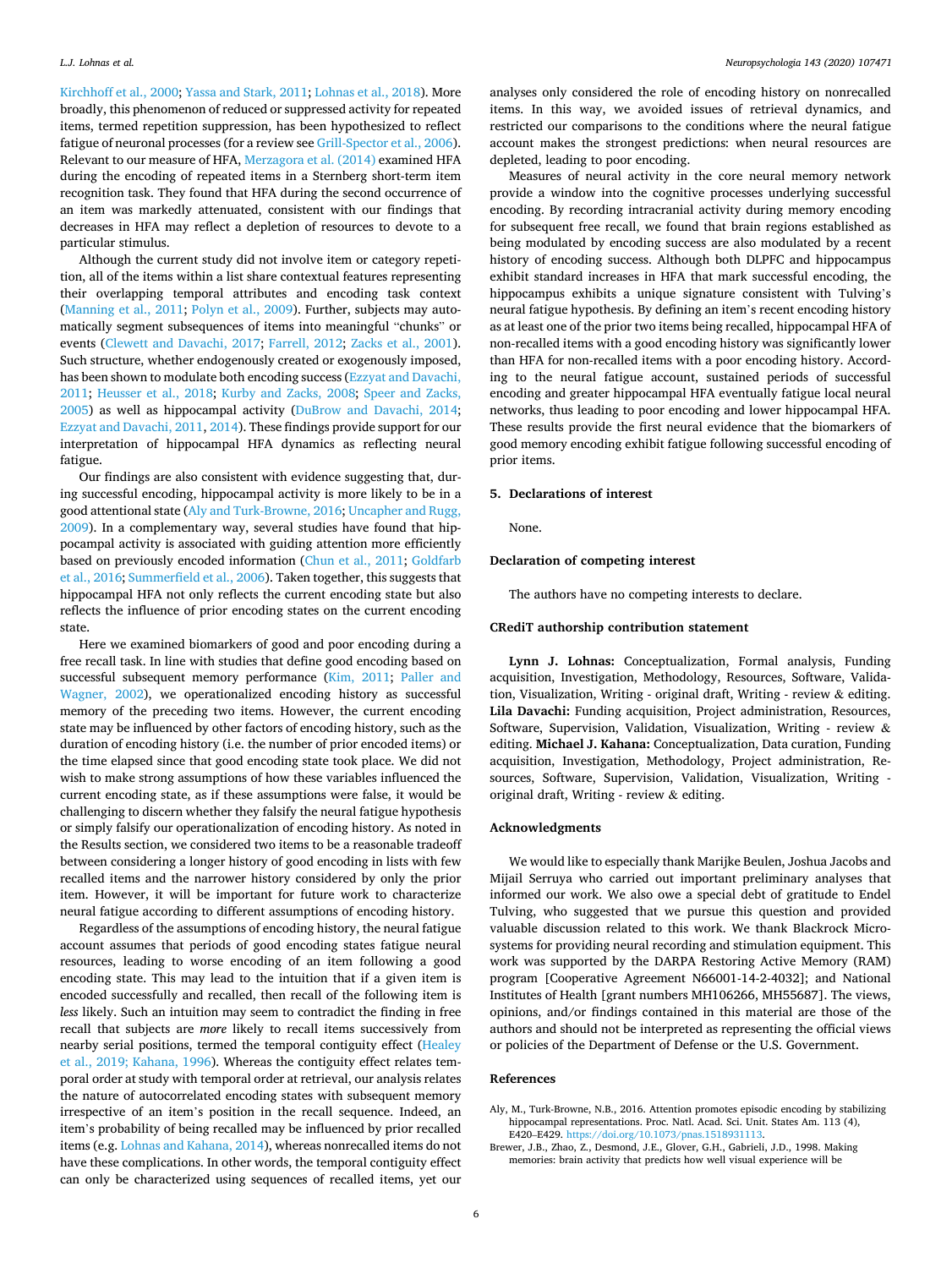Kirchhoff et al., 2000; Yassa and Stark, 2011; Lohnas et al., 2018). More broadly, this phenomenon of reduced or suppressed activity for repeated items, termed repetition suppression, has been hypothesized to reflect fatigue of neuronal processes (for a review see Grill-Spector et al., 2006). Relevant to our measure of HFA, Merzagora et al. (2014) examined HFA during the encoding of repeated items in a Sternberg short-term item recognition task. They found that HFA during the second occurrence of an item was markedly attenuated, consistent with our findings that decreases in HFA may reflect a depletion of resources to devote to a particular stimulus.

Although the current study did not involve item or category repetition, all of the items within a list share contextual features representing their overlapping temporal attributes and encoding task context (Manning et al., 2011; Polyn et al., 2009). Further, subjects may automatically segment subsequences of items into meaningful "chunks" or events (Clewett and Davachi, 2017; Farrell, 2012; Zacks et al., 2001). Such structure, whether endogenously created or exogenously imposed, has been shown to modulate both encoding success (Ezzyat and Davachi, 2011; Heusser et al., 2018; Kurby and Zacks, 2008; Speer and Zacks, 2005) as well as hippocampal activity (DuBrow and Davachi, 2014; Ezzyat and Davachi, 2011, 2014). These findings provide support for our interpretation of hippocampal HFA dynamics as reflecting neural fatigue.

Our findings are also consistent with evidence suggesting that, during successful encoding, hippocampal activity is more likely to be in a good attentional state (Aly and Turk-Browne, 2016; Uncapher and Rugg, 2009). In a complementary way, several studies have found that hippocampal activity is associated with guiding attention more efficiently based on previously encoded information (Chun et al., 2011; Goldfarb et al., 2016; Summerfield et al., 2006). Taken together, this suggests that hippocampal HFA not only reflects the current encoding state but also reflects the influence of prior encoding states on the current encoding state.

Here we examined biomarkers of good and poor encoding during a free recall task. In line with studies that define good encoding based on successful subsequent memory performance (Kim, 2011; Paller and Wagner, 2002), we operationalized encoding history as successful memory of the preceding two items. However, the current encoding state may be influenced by other factors of encoding history, such as the duration of encoding history (i.e. the number of prior encoded items) or the time elapsed since that good encoding state took place. We did not wish to make strong assumptions of how these variables influenced the current encoding state, as if these assumptions were false, it would be challenging to discern whether they falsify the neural fatigue hypothesis or simply falsify our operationalization of encoding history. As noted in the Results section, we considered two items to be a reasonable tradeoff between considering a longer history of good encoding in lists with few recalled items and the narrower history considered by only the prior item. However, it will be important for future work to characterize neural fatigue according to different assumptions of encoding history.

Regardless of the assumptions of encoding history, the neural fatigue account assumes that periods of good encoding states fatigue neural resources, leading to worse encoding of an item following a good encoding state. This may lead to the intuition that if a given item is encoded successfully and recalled, then recall of the following item is *less* likely. Such an intuition may seem to contradict the finding in free recall that subjects are *more* likely to recall items successively from nearby serial positions, termed the temporal contiguity effect (Healey et al., 2019; Kahana, 1996). Whereas the contiguity effect relates temporal order at study with temporal order at retrieval, our analysis relates the nature of autocorrelated encoding states with subsequent memory irrespective of an item's position in the recall sequence. Indeed, an item's probability of being recalled may be influenced by prior recalled items (e.g. Lohnas and Kahana, 2014), whereas nonrecalled items do not have these complications. In other words, the temporal contiguity effect can only be characterized using sequences of recalled items, yet our analyses only considered the role of encoding history on nonrecalled items. In this way, we avoided issues of retrieval dynamics, and restricted our comparisons to the conditions where the neural fatigue account makes the strongest predictions: when neural resources are depleted, leading to poor encoding.

Measures of neural activity in the core neural memory network provide a window into the cognitive processes underlying successful encoding. By recording intracranial activity during memory encoding for subsequent free recall, we found that brain regions established as being modulated by encoding success are also modulated by a recent history of encoding success. Although both DLPFC and hippocampus exhibit standard increases in HFA that mark successful encoding, the hippocampus exhibits a unique signature consistent with Tulving's neural fatigue hypothesis. By defining an item's recent encoding history as at least one of the prior two items being recalled, hippocampal HFA of non-recalled items with a good encoding history was significantly lower than HFA for non-recalled items with a poor encoding history. According to the neural fatigue account, sustained periods of successful encoding and greater hippocampal HFA eventually fatigue local neural networks, thus leading to poor encoding and lower hippocampal HFA. These results provide the first neural evidence that the biomarkers of good memory encoding exhibit fatigue following successful encoding of prior items.

## 5. Declarations of interest

None.

## Declaration of competing interest

The authors have no competing interests to declare.

## CRediT authorship contribution statement

**Lynn J. Lohnas:** Conceptualization, Formal analysis, Funding acquisition, Investigation, Methodology, Resources, Software, Validation, Visualization, Writing - original draft, Writing - review & editing. **Lila Davachi:** Funding acquisition, Project administration, Resources, Software, Supervision, Validation, Visualization, Writing - review & editing. **Michael J. Kahana:** Conceptualization, Data curation, Funding acquisition, Investigation, Methodology, Project administration, Resources, Software, Supervision, Validation, Visualization, Writing - original draft, Writing - review & editing.

## Acknowledgments

We would like to especially thank Marijke Beulen, Joshua Jacobs and Mijail Serruya who carried out important preliminary analyses that informed our work. We also owe a special debt of gratitude to Endel Tulving, who suggested that we pursue this question and provided valuable discussion related to this work. We thank Blackrock Microsystems for providing neural recording and stimulation equipment. This work was supported by the DARPA Restoring Active Memory (RAM) program [Cooperative Agreement N66001-14-2-4032]; and National Institutes of Health [grant numbers MH106266, MH55687]. The views, opinions, and/or findings contained in this material are those of the authors and should not be interpreted as representing the official views or policies of the Department of Defense or the U.S. Government.

## References

Aly, M., Turk-Browne, N.B., 2016. Attention promotes episodic encoding by stabilizing hippocampal representations. Proc. Natl. Acad. Sci. Unit. States Am. 113 (4), E420–E429. https://doi.org/10.1073/pnas.1518931113.

Brewer, J.B., Zhao, Z., Desmond, J.E., Glover, G.H., Gabrieli, J.D., 1998. Making memories: brain activity that predicts how well visual experience will be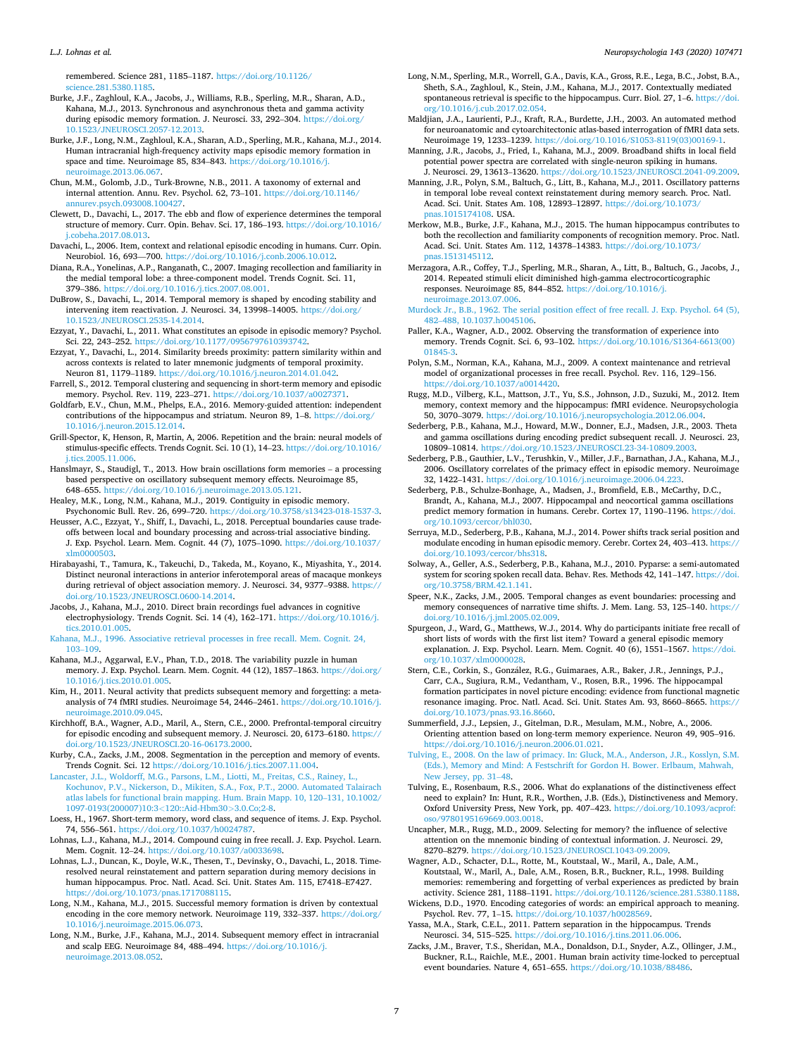remembered. Science 281, 1185–1187. https://doi.org/10.1126/science.281.5380.1185.

Burke, J.F., Zaghloul, K.A., Jacobs, J., Williams, R.B., Sperling, M.R., Sharan, A.D., Kahana, M.J., 2013. Synchronous and asynchronous theta and gamma activity during episodic memory formation. J. Neurosci. 33, 292–304. https://doi.org/10.1523/JNEUROSCI.2057-12.2013.

Burke, J.F., Long, N.M., Zaghloul, K.A., Sharan, A.D., Sperling, M.R., Kahana, M.J., 2014. Human intracranial high-frequency activity maps episodic memory formation in space and time. Neuroimage 85, 834–843. https://doi.org/10.1016/j.neuroimage.2013.06.067.

Chun, M.M., Golomb, J.D., Turk-Browne, N.B., 2011. A taxonomy of external and internal attention. Annu. Rev. Psychol. 62, 73–101. https://doi.org/10.1146/annurev.psych.093008.100427.

Clewett, D., Davachi, L., 2017. The ebb and flow of experience determines the temporal structure of memory. Curr. Opin. Behav. Sci. 17, 186–193. https://doi.org/10.1016/j.cobeha.2017.08.013.

Davachi, L., 2006. Item, context and relational episodic encoding in humans. Curr. Opin. Neurobiol. 16, 693—700. https://doi.org/10.1016/j.conb.2006.10.012.

Diana, R.A., Yonelinas, A.P., Ranganath, C., 2007. Imaging recollection and familiarity in the medial temporal lobe: a three-component model. Trends Cognit. Sci. 11, 379–386. https://doi.org/10.1016/j.tics.2007.08.001.

DuBrow, S., Davachi, L., 2014. Temporal memory is shaped by encoding stability and intervening item reactivation. J. Neurosci. 34, 13998–14005. https://doi.org/10.1523/JNEUROSCI.2535-14.2014.

Ezzyat, Y., Davachi, L., 2011. What constitutes an episode in episodic memory? Psychol. Sci. 22, 243–252. https://doi.org/10.1177/0956797610393742.

Ezzyat, Y., Davachi, L., 2014. Similarity breeds proximity: pattern similarity within and across contexts is related to later mnemonic judgments of temporal proximity. Neuron 81, 1179–1189. https://doi.org/10.1016/j.neuron.2014.01.042.

Farrell, S., 2012. Temporal clustering and sequencing in short-term memory and episodic memory. Psychol. Rev. 119, 223–271. https://doi.org/10.1037/a0027371.

Goldfarb, E.V., Chun, M.M., Phelps, E.A., 2016. Memory-guided attention: independent contributions of the hippocampus and striatum. Neuron 89, 1–8. https://doi.org/10.1016/j.neuron.2015.12.014.

Grill-Spector, K, Henson, R, Martin, A, 2006. Repetition and the brain: neural models of stimulus-specific effects. Trends Cognit. Sci. 10 (1), 14–23. https://doi.org/10.1016/j.tics.2005.11.006.

Hanslmayr, S., Staudigl, T., 2013. How brain oscillations form memories – a processing based perspective on oscillatory subsequent memory effects. Neuroimage 85, 648–655. https://doi.org/10.1016/j.neuroimage.2013.05.121.

Healey, M.K., Long, N.M., Kahana, M.J., 2019. Contiguity in episodic memory. Psychonomic Bull. Rev. 26, 699–720. https://doi.org/10.3758/s13423-018-1537-3.

Heusser, A.C., Ezzyat, Y., Shiff, I., Davachi, L., 2018. Perceptual boundaries cause trade-offs between local and boundary processing and across-trial associative binding. J. Exp. Psychol. Learn. Mem. Cognit. 44 (7), 1075–1090. https://doi.org/10.1037/xlm0000503.

Hirabayashi, T., Tamura, K., Takeuchi, D., Takeda, M., Koyano, K., Miyashita, Y., 2014. Distinct neuronal interactions in anterior inferotemporal areas of macaque monkeys during retrieval of object association memory. J. Neurosci. 34, 9377–9388. https://doi.org/10.1523/JNEUROSCI.0600-14.2014.

Jacobs, J., Kahana, M.J., 2010. Direct brain recordings fuel advances in cognitive electrophysiology. Trends Cognit. Sci. 14 (4), 162–171. https://doi.org/10.1016/j.tics.2010.01.005.

Kahana, M.J., 1996. Associative retrieval processes in free recall. Mem. Cognit. 24, 103–109.

Kahana, M.J., Aggarwal, E.V., Phan, T.D., 2018. The variability puzzle in human memory. J. Exp. Psychol. Learn. Mem. Cognit. 44 (12), 1857–1863. https://doi.org/10.1016/j.tics.2010.01.005.

Kim, H., 2011. Neural activity that predicts subsequent memory and forgetting: a meta-analysis of 74 fMRI studies. Neuroimage 54, 2446–2461. https://doi.org/10.1016/j.neuroimage.2010.09.045.

Kirchhoff, B.A., Wagner, A.D., Maril, A., Stern, C.E., 2000. Prefrontal-temporal circuitry for episodic encoding and subsequent memory. J. Neurosci. 20, 6173–6180. https://doi.org/10.1523/JNEUROSCI.20-16-06173.2000.

Kurby, C.A., Zacks, J.M., 2008. Segmentation in the perception and memory of events. Trends Cognit. Sci. 12 https://doi.org/10.1016/j.tics.2007.11.004.

Lancaster, J.L., Woldorff, M.G., Parsons, L.M., Liotti, M., Freitas, C.S., Rainey, L., Kochunov, P.V., Nickerson, D., Mikiten, S.A., Fox, P.T., 2000. Automated Talairach atlas labels for functional brain mapping. Hum. Brain Mapp. 10, 120–131, 10.1002/1097-0193(200007)10:3<120::Aid-Hbm30>3.0.Co;2-8.

Loess, H., 1967. Short-term memory, word class, and sequence of items. J. Exp. Psychol. 74, 556–561. https://doi.org/10.1037/h0024787.

Lohnas, L.J., Kahana, M.J., 2014. Compound cuing in free recall. J. Exp. Psychol. Learn. Mem. Cognit. 12–24. https://doi.org/10.1037/a0033698.

Lohnas, L.J., Duncan, K., Doyle, W.K., Thesen, T., Devinsky, O., Davachi, L., 2018. Time-resolved neural reinstatement and pattern separation during memory decisions in human hippocampus. Proc. Natl. Acad. Sci. Unit. States Am. 115, E7418–E7427. https://doi.org/10.1073/pnas.1717088115.

Long, N.M., Kahana, M.J., 2015. Successful memory formation is driven by contextual encoding in the core memory network. Neuroimage 119, 332–337. https://doi.org/10.1016/j.neuroimage.2015.06.073.

Long, N.M., Burke, J.F., Kahana, M.J., 2014. Subsequent memory effect in intracranial and scalp EEG. Neuroimage 84, 488–494. https://doi.org/10.1016/j.neuroimage.2013.08.052.

Long, N.M., Sperling, M.R., Worrell, G.A., Davis, K.A., Gross, R.E., Lega, B.C., Jobst, B.A., Sheth, S.A., Zaghloul, K., Stein, J.M., Kahana, M.J., 2017. Contextually mediated spontaneous retrieval is specific to the hippocampus. Curr. Biol. 27, 1–6. https://doi.org/10.1016/j.cub.2017.02.054.

Maldjian, J.A., Laurienti, P.J., Kraft, R.A., Burdette, J.H., 2003. An automated method for neuroanatomic and cytoarchitectonic atlas-based interrogation of fMRI data sets. Neuroimage 19, 1233–1239. https://doi.org/10.1016/S1053-8119(03)00169-1.

Manning, J.R., Jacobs, J., Fried, I., Kahana, M.J., 2009. Broadband shifts in local field potential power spectra are correlated with single-neuron spiking in humans. J. Neurosci. 29, 13613–13620. https://doi.org/10.1523/JNEUROSCI.2041-09.2009.

Manning, J.R., Polyn, S.M., Baltuch, G., Litt, B., Kahana, M.J., 2011. Oscillatory patterns in temporal lobe reveal context reinstatement during memory search. Proc. Natl. Acad. Sci. Unit. States Am. 108, 12893–12897. https://doi.org/10.1073/pnas.1015174108. USA.

Merkow, M.B., Burke, J.F., Kahana, M.J., 2015. The human hippocampus contributes to both the recollection and familiarity components of recognition memory. Proc. Natl. Acad. Sci. Unit. States Am. 112, 14378–14383. https://doi.org/10.1073/pnas.1513145112.

Merzagora, A.R., Coffey, T.J., Sperling, M.R., Sharan, A., Litt, B., Baltuch, G., Jacobs, J., 2014. Repeated stimuli elicit diminished high-gamma electrocorticographic responses. Neuroimage 85, 844–852. https://doi.org/10.1016/j.neuroimage.2013.07.006.

Murdock Jr., B.B., 1962. The serial position effect of free recall. J. Exp. Psychol. 64 (5), 482–488, 10.1037.h0045106.

Paller, K.A., Wagner, A.D., 2002. Observing the transformation of experience into memory. Trends Cognit. Sci. 6, 93–102. https://doi.org/10.1016/S1364-6613(00)01845-3.

Polyn, S.M., Norman, K.A., Kahana, M.J., 2009. A context maintenance and retrieval model of organizational processes in free recall. Psychol. Rev. 116, 129–156. https://doi.org/10.1037/a0014420.

Rugg, M.D., Vilberg, K.L., Mattson, J.T., Yu, S.S., Johnson, J.D., Suzuki, M., 2012. Item memory, context memory and the hippocampus: fMRI evidence. Neuropsychologia 50, 3070–3079. https://doi.org/10.1016/j.neuropsychologia.2012.06.004.

Sederberg, P.B., Kahana, M.J., Howard, M.W., Donner, E.J., Madsen, J.R., 2003. Theta and gamma oscillations during encoding predict subsequent recall. J. Neurosci. 23, 10809–10814. https://doi.org/10.1523/JNEUROSCI.23-34-10809.2003.

Sederberg, P.B., Gauthier, L.V., Terushkin, V., Miller, J.F., Barnathan, J.A., Kahana, M.J., 2006. Oscillatory correlates of the primacy effect in episodic memory. Neuroimage 32, 1422–1431. https://doi.org/10.1016/j.neuroimage.2006.04.223.

Sederberg, P.B., Schulze-Bonhage, A., Madsen, J., Bromfield, E.B., McCarthy, D.C., Brandt, A., Kahana, M.J., 2007. Hippocampal and neocortical gamma oscillations predict memory formation in humans. Cerebr. Cortex 17, 1190–1196. https://doi.org/10.1093/cercor/bhl030.

Serruya, M.D., Sederberg, P.B., Kahana, M.J., 2014. Power shifts track serial position and modulate encoding in human episodic memory. Cerebr. Cortex 24, 403–413. https://doi.org/10.1093/cercor/bhs318.

Solway, A., Geller, A.S., Sederberg, P.B., Kahana, M.J., 2010. Pyparse: a semi-automated system for scoring spoken recall data. Behav. Res. Methods 42, 141–147. https://doi.org/10.3758/BRM.42.1.141.

Speer, N.K., Zacks, J.M., 2005. Temporal changes as event boundaries: processing and memory consequences of narrative time shifts. J. Mem. Lang. 53, 125–140. https://doi.org/10.1016/j.jml.2005.02.009.

Spurgeon, J., Ward, G., Matthews, W.J., 2014. Why do participants initiate free recall of short lists of words with the first list item? Toward a general episodic memory explanation. J. Exp. Psychol. Learn. Mem. Cognit. 40 (6), 1551–1567. https://doi.org/10.1037/xlm0000028.

Stern, C.E., Corkin, S., González, R.G., Guimaraes, A.R., Baker, J.R., Jennings, P.J., Carr, C.A., Sugiura, R.M., Vedantham, V., Rosen, B.R., 1996. The hippocampal formation participates in novel picture encoding: evidence from functional magnetic resonance imaging. Proc. Natl. Acad. Sci. Unit. States Am. 93, 8660–8665. https://doi.org/10.1073/pnas.93.16.8660.

Summerfield, J.J., Lepsien, J., Gitelman, D.R., Mesulam, M.M., Nobre, A., 2006. Orienting attention based on long-term memory experience. Neuron 49, 905–916. https://doi.org/10.1016/j.neuron.2006.01.021.

Tulving, E., 2008. On the law of primacy. In: Gluck, M.A., Anderson, J.R., Kosslyn, S.M. (Eds.), Memory and Mind: A Festschrift for Gordon H. Bower. Erlbaum, Mahwah, New Jersey, pp. 31–48.

Tulving, E., Rosenbaum, R.S., 2006. What do explanations of the distinctiveness effect need to explain? In: Hunt, R.R., Worthen, J.B. (Eds.), Distinctiveness and Memory. Oxford University Press, New York, pp. 407–423. https://doi.org/10.1093/acprof:oso/9780195169669.003.0018.

Uncapher, M.R., Rugg, M.D., 2009. Selecting for memory? the influence of selective attention on the mnemonic binding of contextual information. J. Neurosci. 29, 8270–8279. https://doi.org/10.1523/JNEUROSCI.1043-09.2009.

Wagner, A.D., Schacter, D.L., Rotte, M., Koutstaal, W., Maril, A., Dale, A.M., Koutstaal, W., Maril, A., Dale, A.M., Rosen, B.R., Buckner, R.L., 1998. Building memories: remembering and forgetting of verbal experiences as predicted by brain activity. Science 281, 1188–1191. https://doi.org/10.1126/science.281.5380.1188.

Wickens, D.D., 1970. Encoding categories of words: an empirical approach to meaning. Psychol. Rev. 77, 1–15. https://doi.org/10.1037/h0028569.

Yassa, M.A., Stark, C.E.L., 2011. Pattern separation in the hippocampus. Trends Neurosci. 34, 515–525. https://doi.org/10.1016/j.tins.2011.06.006.

Zacks, J.M., Braver, T.S., Sheridan, M.A., Donaldson, D.I., Snyder, A.Z., Ollinger, J.M., Buckner, R.L., Raichle, M.E., 2001. Human brain activity time-locked to perceptual event boundaries. Nature 4, 651–655. https://doi.org/10.1038/88486.